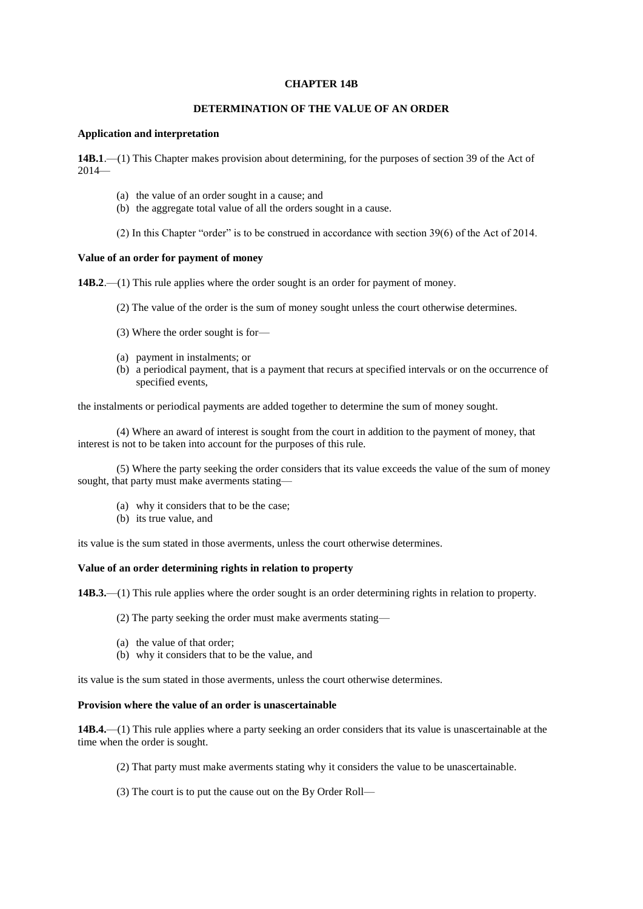# CHAPTER 14B

## DETERMINATION OF THE VALUE OF AN ORDER

### Application and interpretation

**14B.1**.—(1) This Chapter makes provision about determining, for the purposes of section 39 of the Act of 2014—

- (a) the value of an order sought in a cause; and
- (b) the aggregate total value of all the orders sought in a cause.

(2) In this Chapter "order" is to be construed in accordance with section 39(6) of the Act of 2014.

### Value of an order for payment of money

**14B.2**.—(1) This rule applies where the order sought is an order for payment of money.

(2) The value of the order is the sum of money sought unless the court otherwise determines.

(3) Where the order sought is for—

- (a) payment in instalments; or
- (b) a periodical payment, that is a payment that recurs at specified intervals or on the occurrence of specified events,

the instalments or periodical payments are added together to determine the sum of money sought.

(4) Where an award of interest is sought from the court in addition to the payment of money, that interest is not to be taken into account for the purposes of this rule.

(5) Where the party seeking the order considers that its value exceeds the value of the sum of money sought, that party must make averments stating—

- (a) why it considers that to be the case;
- (b) its true value, and

its value is the sum stated in those averments, unless the court otherwise determines.

### Value of an order determining rights in relation to property

**14B.3.**—(1) This rule applies where the order sought is an order determining rights in relation to property.

(2) The party seeking the order must make averments stating—

- (a) the value of that order;
- (b) why it considers that to be the value, and

its value is the sum stated in those averments, unless the court otherwise determines.

### Provision where the value of an order is unascertainable

**14B.4.**—(1) This rule applies where a party seeking an order considers that its value is unascertainable at the time when the order is sought.

(2) That party must make averments stating why it considers the value to be unascertainable.

(3) The court is to put the cause out on the By Order Roll—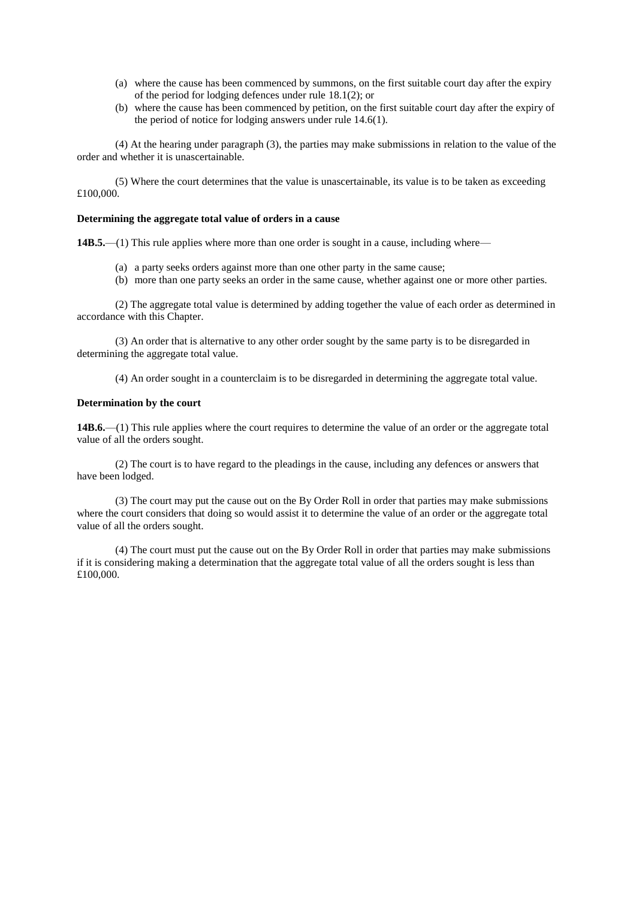(a) where the cause has been commenced by summons, on the first suitable court day after the expiry of the period for lodging defences under rule 18.1(2); or

(b) where the cause has been commenced by petition, on the first suitable court day after the expiry of the period of notice for lodging answers under rule 14.6(1).

(4) At the hearing under paragraph (3), the parties may make submissions in relation to the value of the order and whether it is unascertainable.

(5) Where the court determines that the value is unascertainable, its value is to be taken as exceeding £100,000.

**Determining the aggregate total value of orders in a cause**

**14B.5.**—(1) This rule applies where more than one order is sought in a cause, including where—

(a) a party seeks orders against more than one other party in the same cause;

(b) more than one party seeks an order in the same cause, whether against one or more other parties.

(2) The aggregate total value is determined by adding together the value of each order as determined in accordance with this Chapter.

(3) An order that is alternative to any other order sought by the same party is to be disregarded in determining the aggregate total value.

(4) An order sought in a counterclaim is to be disregarded in determining the aggregate total value.

**Determination by the court**

**14B.6.**—(1) This rule applies where the court requires to determine the value of an order or the aggregate total value of all the orders sought.

(2) The court is to have regard to the pleadings in the cause, including any defences or answers that have been lodged.

(3) The court may put the cause out on the By Order Roll in order that parties may make submissions where the court considers that doing so would assist it to determine the value of an order or the aggregate total value of all the orders sought.

(4) The court must put the cause out on the By Order Roll in order that parties may make submissions if it is considering making a determination that the aggregate total value of all the orders sought is less than £100,000.